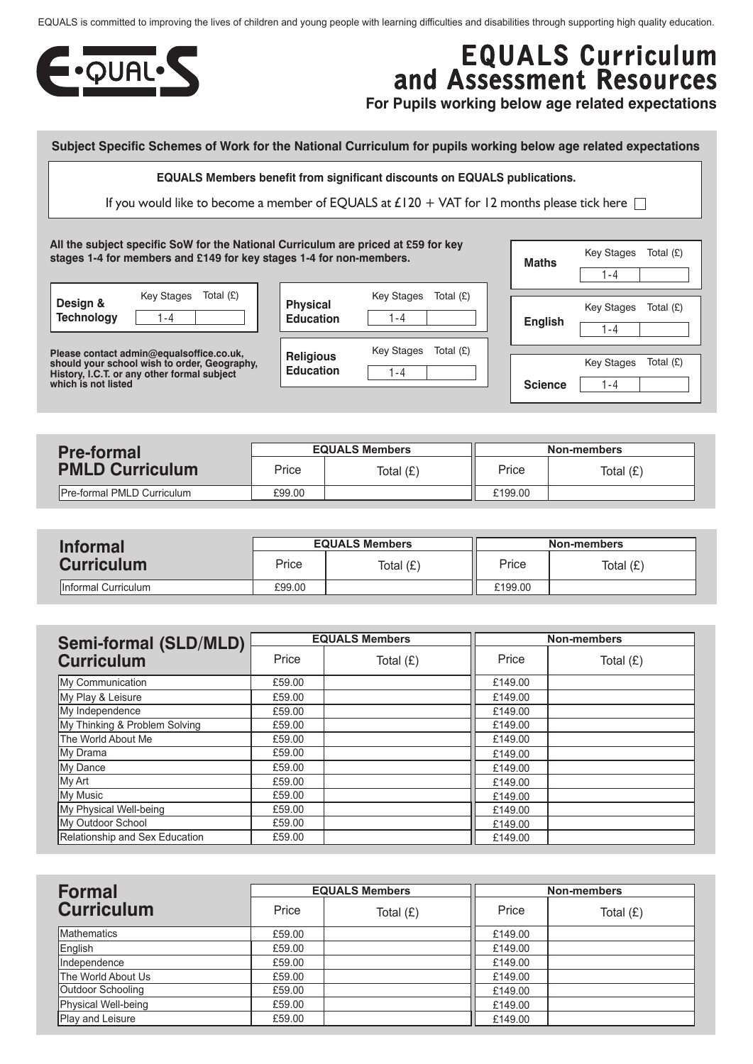EQUALS is committed to improving the lives of children and young people with learning difficulties and disabilities through supporting high quality education.

E•QUAL•S

# EQUALS Curriculum and Assessment Resources

**For Pupils working below age related expectations**

## Subject Specific Schemes of Work for the National Curriculum for pupils working below age related expectations

**EQUALS Members benefit from significant discounts on EQUALS publications.**

If you would like to become a member of EQUALS at £120 + VAT for 12 months please tick here ☐

**All the subject specific SoW for the National Curriculum are priced at £59 for key stages 1-4 for members and £149 for key stages 1-4 for non-members.**

| Subject | Key Stages | Total (£) |
| --- | --- | --- |
| Design & Technology | 1 - 4 | |
| Physical Education | 1 - 4 | |
| Religious Education | 1 - 4 | |
| Maths | 1 - 4 | |
| English | 1 - 4 | |
| Science | 1 - 4 | |

**Please contact admin@equalsoffice.co.uk, should your school wish to order, Geography, History, I.C.T. or any other formal subject which is not listed**

## Pre-formal PMLD Curriculum

| | EQUALS Members | | Non-members | |
| --- | --- | --- | --- | --- |
| | Price | Total (£) | Price | Total (£) |
| Pre-formal PMLD Curriculum | £99.00 | | £199.00 | |

## Informal Curriculum

| | EQUALS Members | | Non-members | |
| --- | --- | --- | --- | --- |
| | Price | Total (£) | Price | Total (£) |
| Informal Curriculum | £99.00 | | £199.00 | |

## Semi-formal (SLD/MLD) Curriculum

| | EQUALS Members | | Non-members | |
| --- | --- | --- | --- | --- |
| | Price | Total (£) | Price | Total (£) |
| My Communication | £59.00 | | £149.00 | |
| My Play & Leisure | £59.00 | | £149.00 | |
| My Independence | £59.00 | | £149.00 | |
| My Thinking & Problem Solving | £59.00 | | £149.00 | |
| The World About Me | £59.00 | | £149.00 | |
| My Drama | £59.00 | | £149.00 | |
| My Dance | £59.00 | | £149.00 | |
| My Art | £59.00 | | £149.00 | |
| My Music | £59.00 | | £149.00 | |
| My Physical Well-being | £59.00 | | £149.00 | |
| My Outdoor School | £59.00 | | £149.00 | |
| Relationship and Sex Education | £59.00 | | £149.00 | |

## Formal Curriculum

| | EQUALS Members | | Non-members | |
| --- | --- | --- | --- | --- |
| | Price | Total (£) | Price | Total (£) |
| Mathematics | £59.00 | | £149.00 | |
| English | £59.00 | | £149.00 | |
| Independence | £59.00 | | £149.00 | |
| The World About Us | £59.00 | | £149.00 | |
| Outdoor Schooling | £59.00 | | £149.00 | |
| Physical Well-being | £59.00 | | £149.00 | |
| Play and Leisure | £59.00 | | £149.00 | |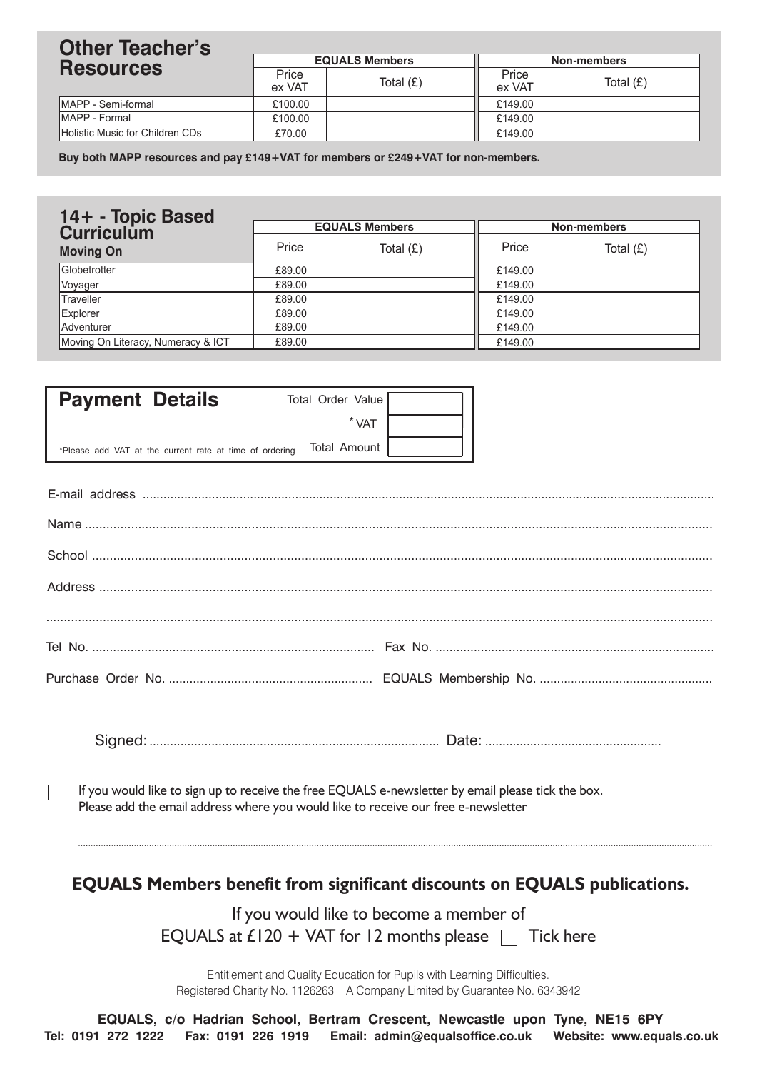## Other Teacher's Resources

| | EQUALS Members | | Non-members | |
|---|---|---|---|---|
| | Price ex VAT | Total (£) | Price ex VAT | Total (£) |
| MAPP - Semi-formal | £100.00 | | £149.00 | |
| MAPP - Formal | £100.00 | | £149.00 | |
| Holistic Music for Children CDs | £70.00 | | £149.00 | |

**Buy both MAPP resources and pay £149+VAT for members or £249+VAT for non-members.**

## 14+ - Topic Based Curriculum

| Moving On | EQUALS Members | | Non-members | |
|---|---|---|---|---|
| | Price | Total (£) | Price | Total (£) |
| Globetrotter | £89.00 | | £149.00 | |
| Voyager | £89.00 | | £149.00 | |
| Traveller | £89.00 | | £149.00 | |
| Explorer | £89.00 | | £149.00 | |
| Adventurer | £89.00 | | £149.00 | |
| Moving On Literacy, Numeracy & ICT | £89.00 | | £149.00 | |

## Payment Details

| | |
|---|---|
| Total Order Value | |
| * VAT | |
| Total Amount | |

*Please add VAT at the current rate at time of ordering

E-mail address ..............................

Name ..............................

School ..............................

Address ..............................

..............................

Tel No. .............................. Fax No. ..............................

Purchase Order No. .............................. EQUALS Membership No. ..............................

Signed: .............................. Date: ..............................

☐ If you would like to sign up to receive the free EQUALS e-newsletter by email please tick the box.
Please add the email address where you would like to receive our free e-newsletter

..............................

**EQUALS Members benefit from significant discounts on EQUALS publications.**

If you would like to become a member of
EQUALS at £120 + VAT for 12 months please ☐ Tick here

Entitlement and Quality Education for Pupils with Learning Difficulties.
Registered Charity No. 1126263 A Company Limited by Guarantee No. 6343942

**EQUALS, c/o Hadrian School, Bertram Crescent, Newcastle upon Tyne, NE15 6PY**
**Tel: 0191 272 1222 Fax: 0191 226 1919 Email: admin@equalsoffice.co.uk Website: www.equals.co.uk**